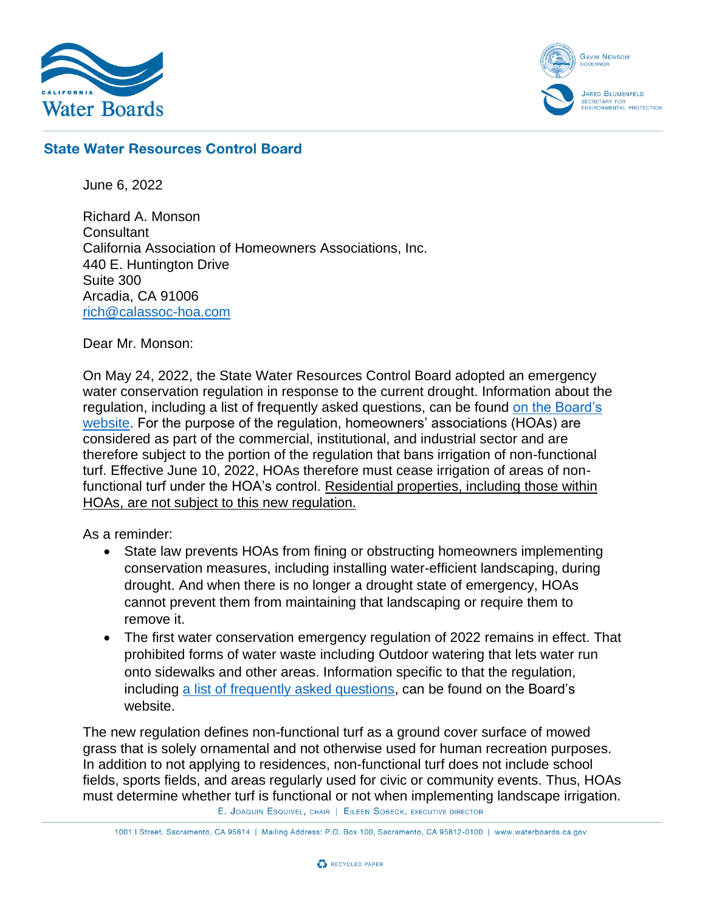**California Water Boards**

Gavin Newsom
Governor

Jared Blumenfeld
Secretary for Environmental Protection

## State Water Resources Control Board

June 6, 2022

Richard A. Monson
Consultant
California Association of Homeowners Associations, Inc.
440 E. Huntington Drive
Suite 300
Arcadia, CA 91006
rich@calassoc-hoa.com

Dear Mr. Monson:

On May 24, 2022, the State Water Resources Control Board adopted an emergency water conservation regulation in response to the current drought. Information about the regulation, including a list of frequently asked questions, can be found on the Board's website. For the purpose of the regulation, homeowners' associations (HOAs) are considered as part of the commercial, institutional, and industrial sector and are therefore subject to the portion of the regulation that bans irrigation of non-functional turf. Effective June 10, 2022, HOAs therefore must cease irrigation of areas of non-functional turf under the HOA's control. <u>Residential properties, including those within HOAs, are not subject to this new regulation.</u>

As a reminder:

- State law prevents HOAs from fining or obstructing homeowners implementing conservation measures, including installing water-efficient landscaping, during drought. And when there is no longer a drought state of emergency, HOAs cannot prevent them from maintaining that landscaping or require them to remove it.
- The first water conservation emergency regulation of 2022 remains in effect. That prohibited forms of water waste including Outdoor watering that lets water run onto sidewalks and other areas. Information specific to that the regulation, including a list of frequently asked questions, can be found on the Board's website.

The new regulation defines non-functional turf as a ground cover surface of mowed grass that is solely ornamental and not otherwise used for human recreation purposes. In addition to not applying to residences, non-functional turf does not include school fields, sports fields, and areas regularly used for civic or community events. Thus, HOAs must determine whether turf is functional or not when implementing landscape irrigation.

E. Joaquin Esquivel, chair | Eileen Sobeck, executive director

1001 I Street, Sacramento, CA 95814 | Mailing Address: P.O. Box 100, Sacramento, CA 95812-0100 | www.waterboards.ca.gov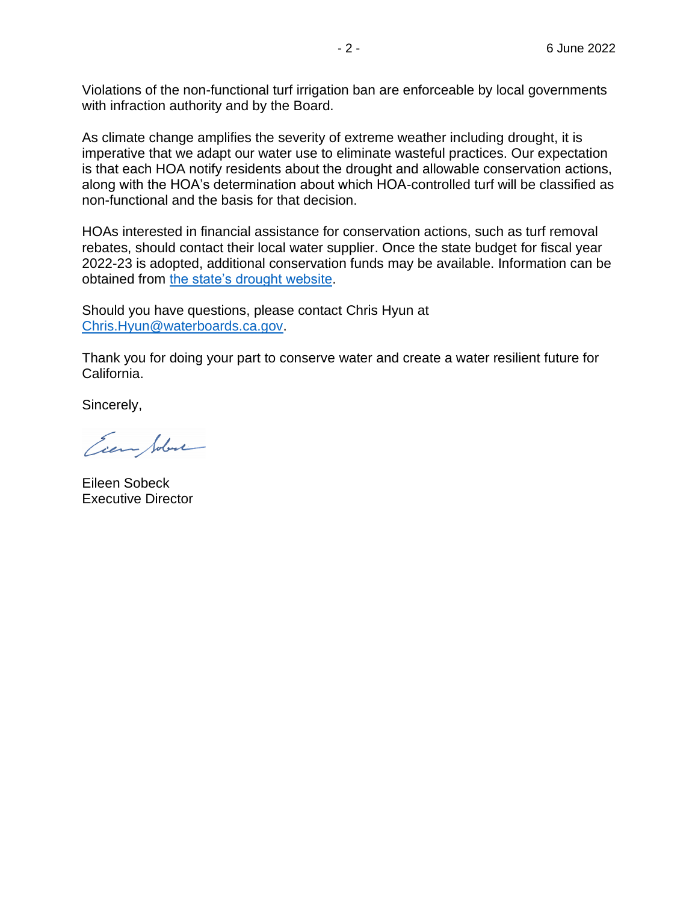Violations of the non-functional turf irrigation ban are enforceable by local governments with infraction authority and by the Board.

As climate change amplifies the severity of extreme weather including drought, it is imperative that we adapt our water use to eliminate wasteful practices. Our expectation is that each HOA notify residents about the drought and allowable conservation actions, along with the HOA's determination about which HOA-controlled turf will be classified as non-functional and the basis for that decision.

HOAs interested in financial assistance for conservation actions, such as turf removal rebates, should contact their local water supplier. Once the state budget for fiscal year 2022-23 is adopted, additional conservation funds may be available. Information can be obtained from the state's drought website.

Should you have questions, please contact Chris Hyun at Chris.Hyun@waterboards.ca.gov.

Thank you for doing your part to conserve water and create a water resilient future for California.

Sincerely,

Eileen Sobeck
Executive Director